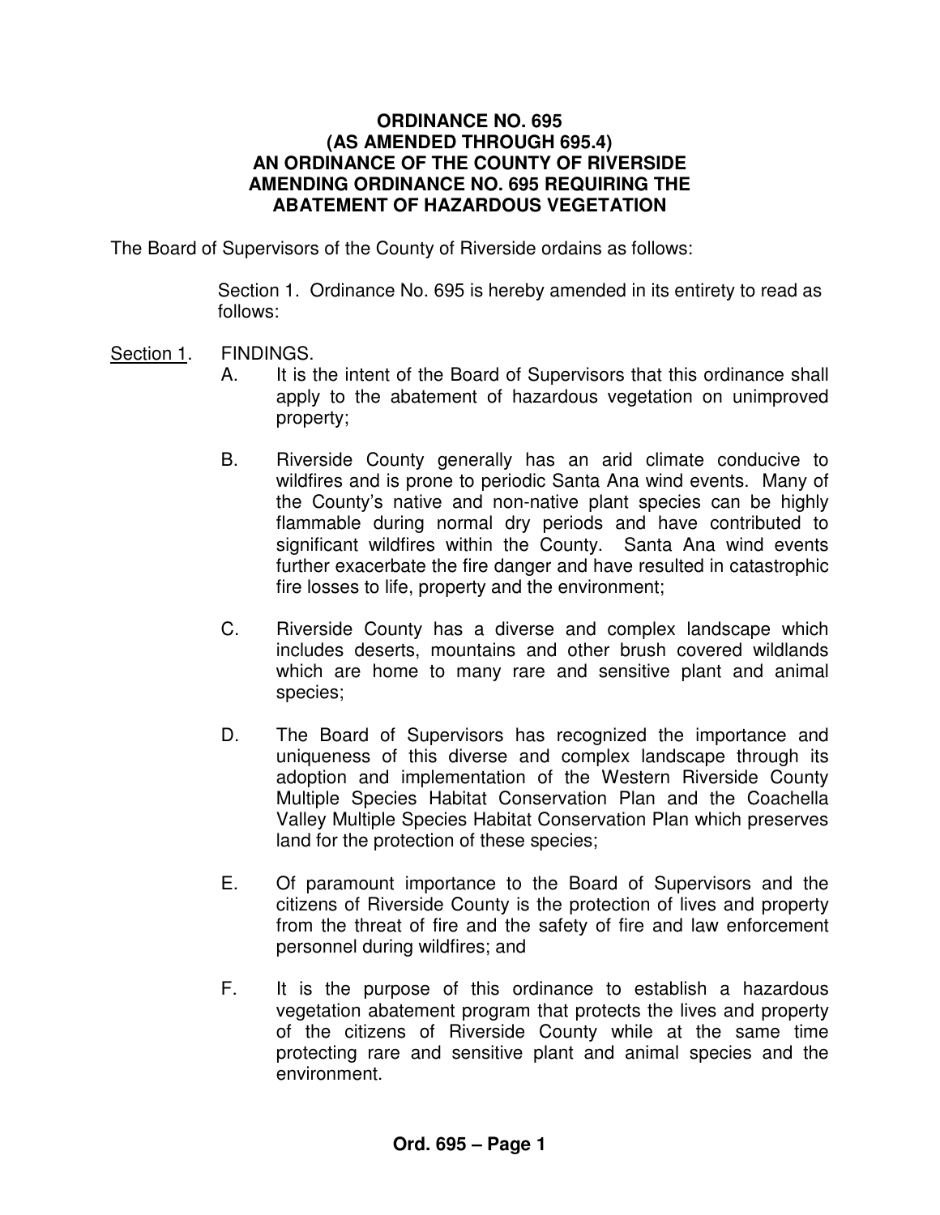# ORDINANCE NO. 695
## (AS AMENDED THROUGH 695.4)
## AN ORDINANCE OF THE COUNTY OF RIVERSIDE AMENDING ORDINANCE NO. 695 REQUIRING THE ABATEMENT OF HAZARDOUS VEGETATION

The Board of Supervisors of the County of Riverside ordains as follows:

Section 1. Ordinance No. 695 is hereby amended in its entirety to read as follows:

Section 1. FINDINGS.

A. It is the intent of the Board of Supervisors that this ordinance shall apply to the abatement of hazardous vegetation on unimproved property;

B. Riverside County generally has an arid climate conducive to wildfires and is prone to periodic Santa Ana wind events. Many of the County's native and non-native plant species can be highly flammable during normal dry periods and have contributed to significant wildfires within the County. Santa Ana wind events further exacerbate the fire danger and have resulted in catastrophic fire losses to life, property and the environment;

C. Riverside County has a diverse and complex landscape which includes deserts, mountains and other brush covered wildlands which are home to many rare and sensitive plant and animal species;

D. The Board of Supervisors has recognized the importance and uniqueness of this diverse and complex landscape through its adoption and implementation of the Western Riverside County Multiple Species Habitat Conservation Plan and the Coachella Valley Multiple Species Habitat Conservation Plan which preserves land for the protection of these species;

E. Of paramount importance to the Board of Supervisors and the citizens of Riverside County is the protection of lives and property from the threat of fire and the safety of fire and law enforcement personnel during wildfires; and

F. It is the purpose of this ordinance to establish a hazardous vegetation abatement program that protects the lives and property of the citizens of Riverside County while at the same time protecting rare and sensitive plant and animal species and the environment.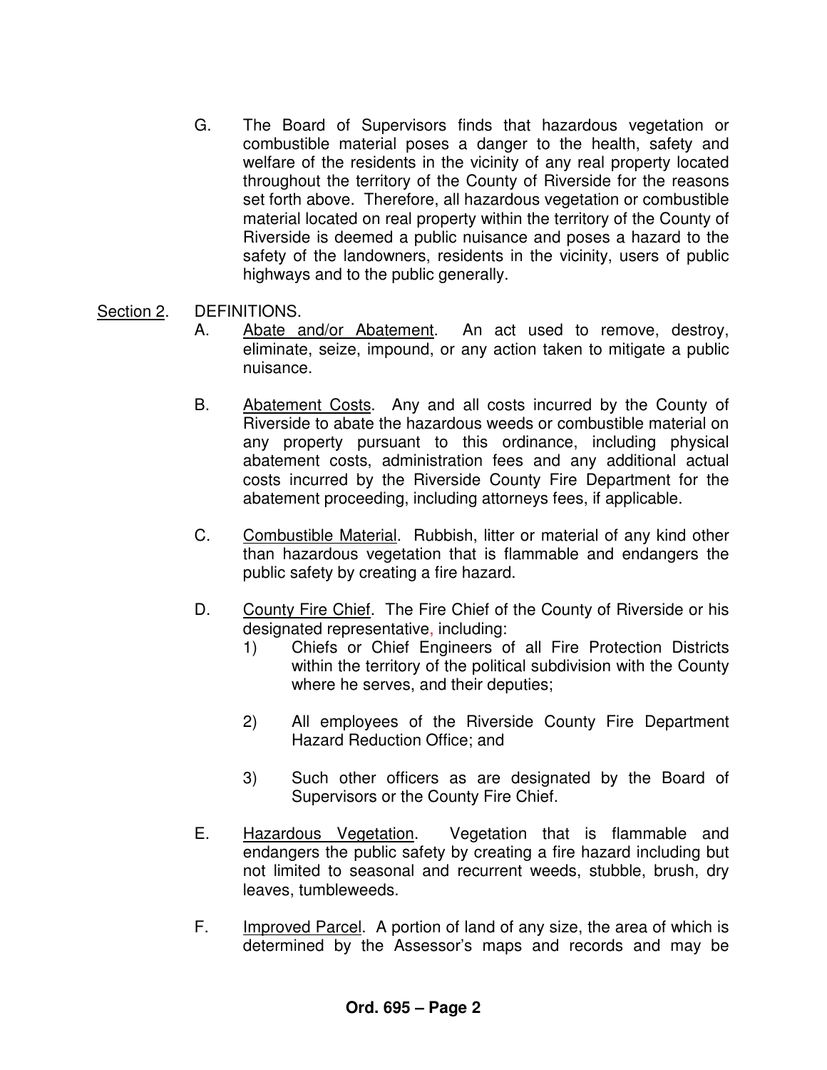G. The Board of Supervisors finds that hazardous vegetation or combustible material poses a danger to the health, safety and welfare of the residents in the vicinity of any real property located throughout the territory of the County of Riverside for the reasons set forth above. Therefore, all hazardous vegetation or combustible material located on real property within the territory of the County of Riverside is deemed a public nuisance and poses a hazard to the safety of the landowners, residents in the vicinity, users of public highways and to the public generally.

<u>Section 2</u>. DEFINITIONS.

A. <u>Abate and/or Abatement</u>. An act used to remove, destroy, eliminate, seize, impound, or any action taken to mitigate a public nuisance.

B. <u>Abatement Costs</u>. Any and all costs incurred by the County of Riverside to abate the hazardous weeds or combustible material on any property pursuant to this ordinance, including physical abatement costs, administration fees and any additional actual costs incurred by the Riverside County Fire Department for the abatement proceeding, including attorneys fees, if applicable.

C. <u>Combustible Material</u>. Rubbish, litter or material of any kind other than hazardous vegetation that is flammable and endangers the public safety by creating a fire hazard.

D. <u>County Fire Chief</u>. The Fire Chief of the County of Riverside or his designated representative, including:

1) Chiefs or Chief Engineers of all Fire Protection Districts within the territory of the political subdivision with the County where he serves, and their deputies;

2) All employees of the Riverside County Fire Department Hazard Reduction Office; and

3) Such other officers as are designated by the Board of Supervisors or the County Fire Chief.

E. <u>Hazardous Vegetation</u>. Vegetation that is flammable and endangers the public safety by creating a fire hazard including but not limited to seasonal and recurrent weeds, stubble, brush, dry leaves, tumbleweeds.

F. <u>Improved Parcel</u>. A portion of land of any size, the area of which is determined by the Assessor's maps and records and may be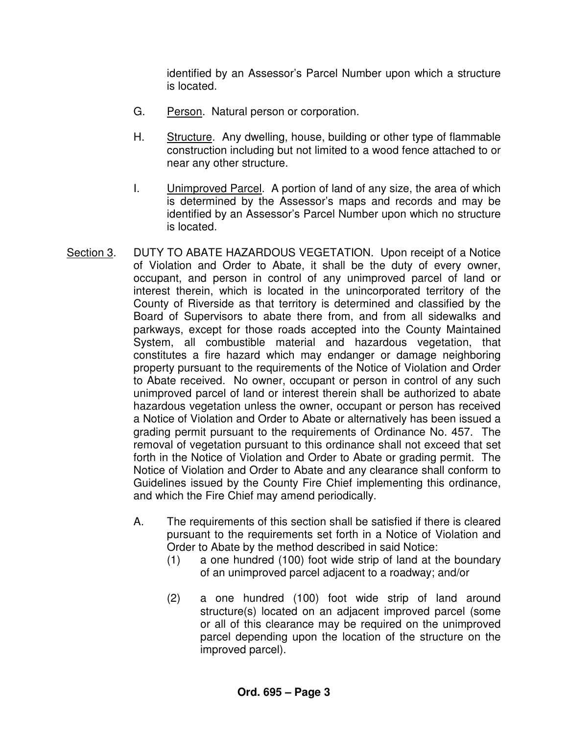identified by an Assessor's Parcel Number upon which a structure is located.

G. Person. Natural person or corporation.

H. Structure. Any dwelling, house, building or other type of flammable construction including but not limited to a wood fence attached to or near any other structure.

I. Unimproved Parcel. A portion of land of any size, the area of which is determined by the Assessor's maps and records and may be identified by an Assessor's Parcel Number upon which no structure is located.

Section 3. DUTY TO ABATE HAZARDOUS VEGETATION. Upon receipt of a Notice of Violation and Order to Abate, it shall be the duty of every owner, occupant, and person in control of any unimproved parcel of land or interest therein, which is located in the unincorporated territory of the County of Riverside as that territory is determined and classified by the Board of Supervisors to abate there from, and from all sidewalks and parkways, except for those roads accepted into the County Maintained System, all combustible material and hazardous vegetation, that constitutes a fire hazard which may endanger or damage neighboring property pursuant to the requirements of the Notice of Violation and Order to Abate received. No owner, occupant or person in control of any such unimproved parcel of land or interest therein shall be authorized to abate hazardous vegetation unless the owner, occupant or person has received a Notice of Violation and Order to Abate or alternatively has been issued a grading permit pursuant to the requirements of Ordinance No. 457. The removal of vegetation pursuant to this ordinance shall not exceed that set forth in the Notice of Violation and Order to Abate or grading permit. The Notice of Violation and Order to Abate and any clearance shall conform to Guidelines issued by the County Fire Chief implementing this ordinance, and which the Fire Chief may amend periodically.

A. The requirements of this section shall be satisfied if there is cleared pursuant to the requirements set forth in a Notice of Violation and Order to Abate by the method described in said Notice:

(1) a one hundred (100) foot wide strip of land at the boundary of an unimproved parcel adjacent to a roadway; and/or

(2) a one hundred (100) foot wide strip of land around structure(s) located on an adjacent improved parcel (some or all of this clearance may be required on the unimproved parcel depending upon the location of the structure on the improved parcel).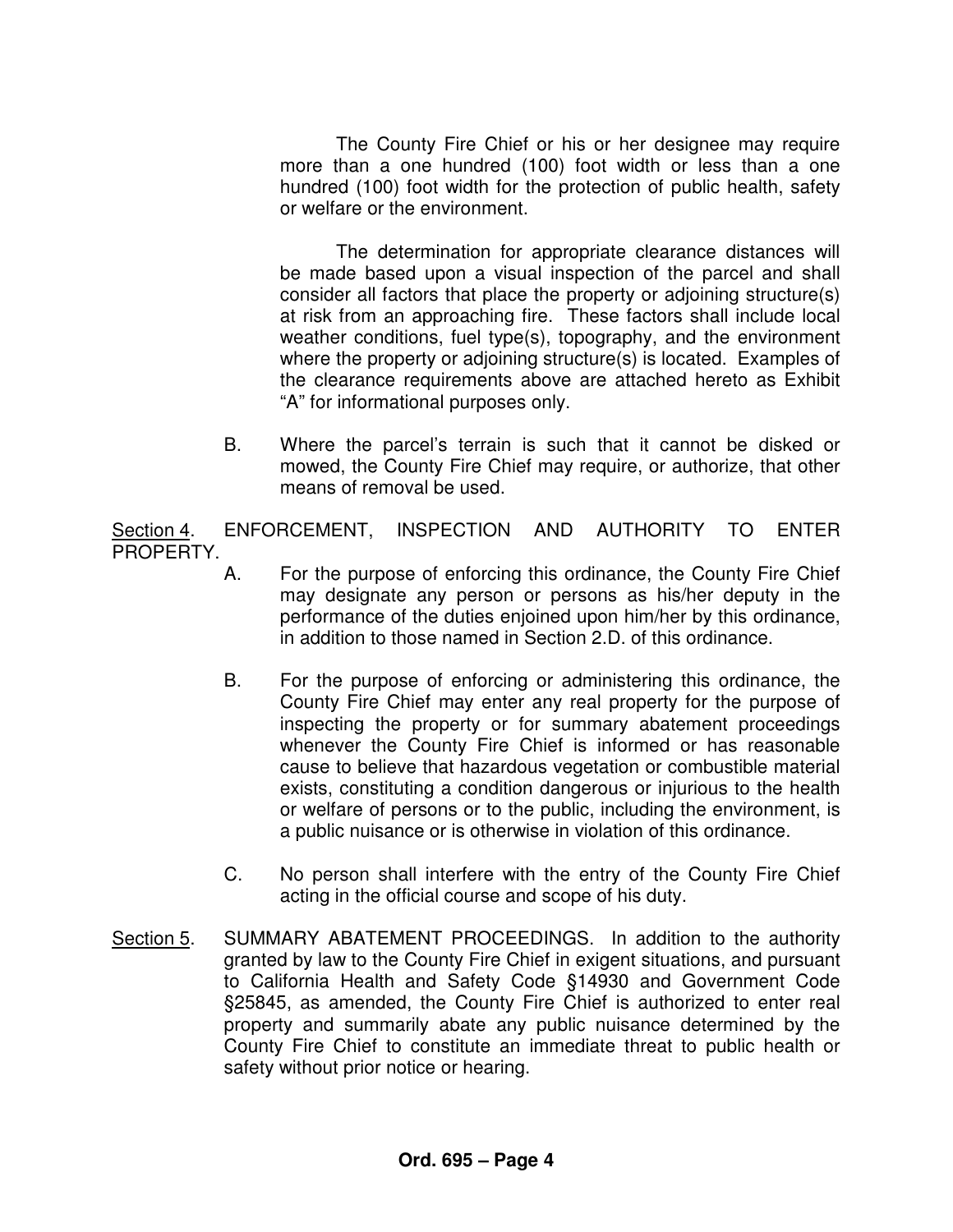The County Fire Chief or his or her designee may require more than a one hundred (100) foot width or less than a one hundred (100) foot width for the protection of public health, safety or welfare or the environment.

The determination for appropriate clearance distances will be made based upon a visual inspection of the parcel and shall consider all factors that place the property or adjoining structure(s) at risk from an approaching fire. These factors shall include local weather conditions, fuel type(s), topography, and the environment where the property or adjoining structure(s) is located. Examples of the clearance requirements above are attached hereto as Exhibit "A" for informational purposes only.

B. Where the parcel's terrain is such that it cannot be disked or mowed, the County Fire Chief may require, or authorize, that other means of removal be used.

<u>Section 4</u>. ENFORCEMENT, INSPECTION AND AUTHORITY TO ENTER PROPERTY.

A. For the purpose of enforcing this ordinance, the County Fire Chief may designate any person or persons as his/her deputy in the performance of the duties enjoined upon him/her by this ordinance, in addition to those named in Section 2.D. of this ordinance.

B. For the purpose of enforcing or administering this ordinance, the County Fire Chief may enter any real property for the purpose of inspecting the property or for summary abatement proceedings whenever the County Fire Chief is informed or has reasonable cause to believe that hazardous vegetation or combustible material exists, constituting a condition dangerous or injurious to the health or welfare of persons or to the public, including the environment, is a public nuisance or is otherwise in violation of this ordinance.

C. No person shall interfere with the entry of the County Fire Chief acting in the official course and scope of his duty.

<u>Section 5</u>. SUMMARY ABATEMENT PROCEEDINGS. In addition to the authority granted by law to the County Fire Chief in exigent situations, and pursuant to California Health and Safety Code §14930 and Government Code §25845, as amended, the County Fire Chief is authorized to enter real property and summarily abate any public nuisance determined by the County Fire Chief to constitute an immediate threat to public health or safety without prior notice or hearing.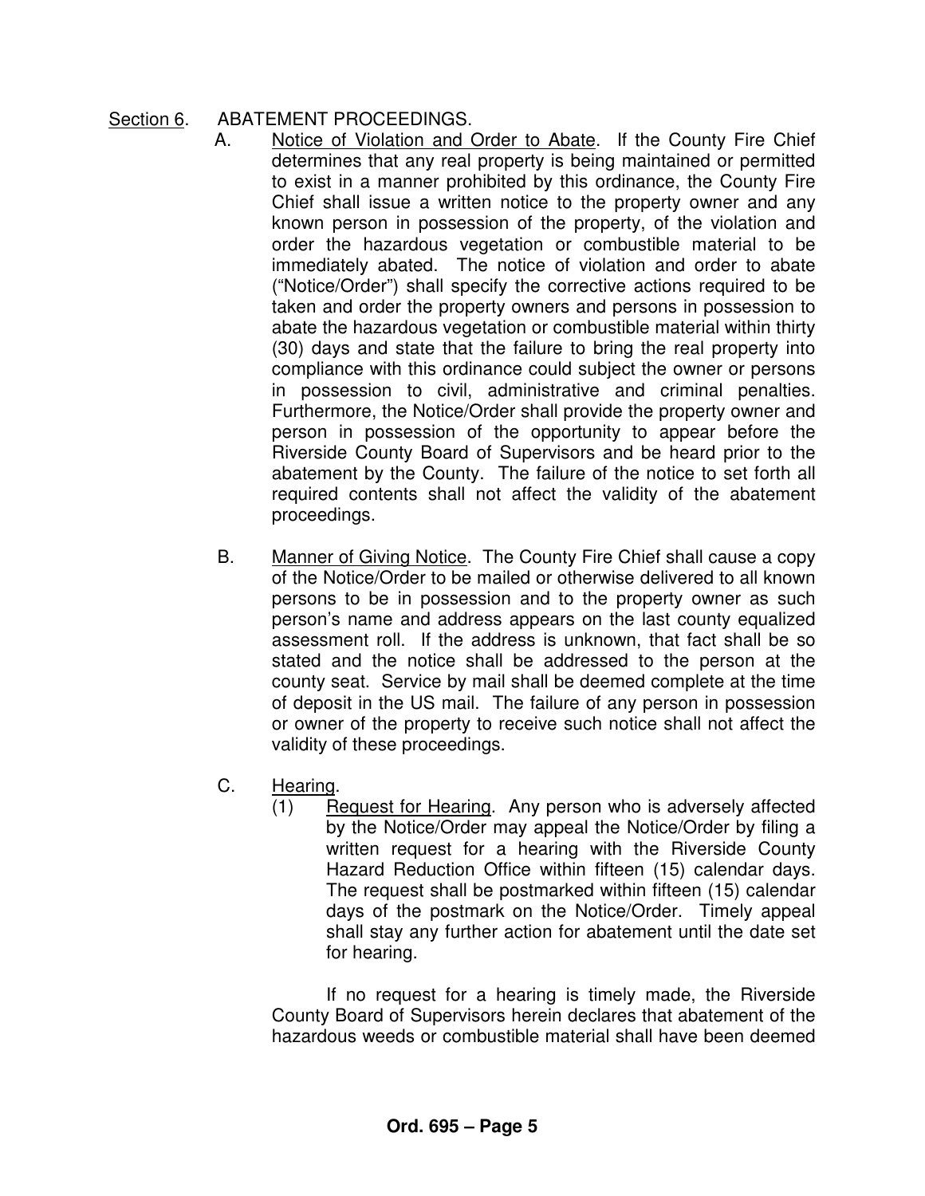Section 6. ABATEMENT PROCEEDINGS.

A. Notice of Violation and Order to Abate. If the County Fire Chief determines that any real property is being maintained or permitted to exist in a manner prohibited by this ordinance, the County Fire Chief shall issue a written notice to the property owner and any known person in possession of the property, of the violation and order the hazardous vegetation or combustible material to be immediately abated. The notice of violation and order to abate ("Notice/Order") shall specify the corrective actions required to be taken and order the property owners and persons in possession to abate the hazardous vegetation or combustible material within thirty (30) days and state that the failure to bring the real property into compliance with this ordinance could subject the owner or persons in possession to civil, administrative and criminal penalties. Furthermore, the Notice/Order shall provide the property owner and person in possession of the opportunity to appear before the Riverside County Board of Supervisors and be heard prior to the abatement by the County. The failure of the notice to set forth all required contents shall not affect the validity of the abatement proceedings.

B. Manner of Giving Notice. The County Fire Chief shall cause a copy of the Notice/Order to be mailed or otherwise delivered to all known persons to be in possession and to the property owner as such person's name and address appears on the last county equalized assessment roll. If the address is unknown, that fact shall be so stated and the notice shall be addressed to the person at the county seat. Service by mail shall be deemed complete at the time of deposit in the US mail. The failure of any person in possession or owner of the property to receive such notice shall not affect the validity of these proceedings.

C. Hearing.

(1) Request for Hearing. Any person who is adversely affected by the Notice/Order may appeal the Notice/Order by filing a written request for a hearing with the Riverside County Hazard Reduction Office within fifteen (15) calendar days. The request shall be postmarked within fifteen (15) calendar days of the postmark on the Notice/Order. Timely appeal shall stay any further action for abatement until the date set for hearing.

If no request for a hearing is timely made, the Riverside County Board of Supervisors herein declares that abatement of the hazardous weeds or combustible material shall have been deemed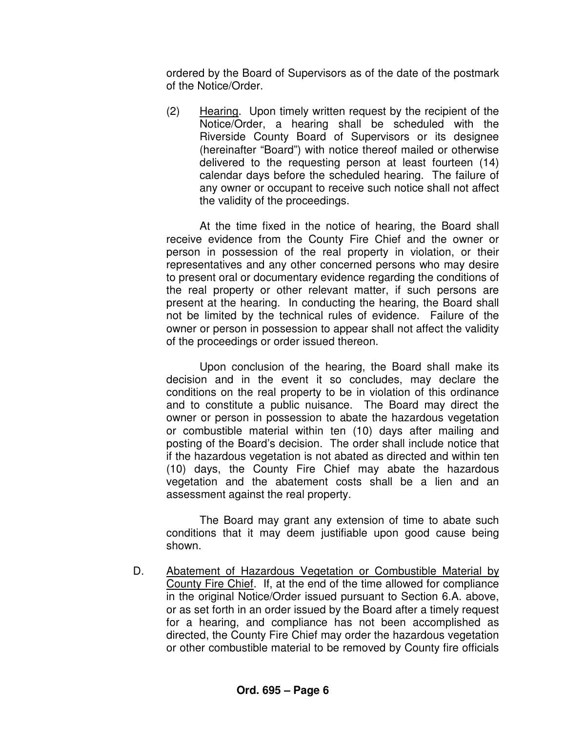ordered by the Board of Supervisors as of the date of the postmark of the Notice/Order.

(2) Hearing. Upon timely written request by the recipient of the Notice/Order, a hearing shall be scheduled with the Riverside County Board of Supervisors or its designee (hereinafter "Board") with notice thereof mailed or otherwise delivered to the requesting person at least fourteen (14) calendar days before the scheduled hearing. The failure of any owner or occupant to receive such notice shall not affect the validity of the proceedings.

At the time fixed in the notice of hearing, the Board shall receive evidence from the County Fire Chief and the owner or person in possession of the real property in violation, or their representatives and any other concerned persons who may desire to present oral or documentary evidence regarding the conditions of the real property or other relevant matter, if such persons are present at the hearing. In conducting the hearing, the Board shall not be limited by the technical rules of evidence. Failure of the owner or person in possession to appear shall not affect the validity of the proceedings or order issued thereon.

Upon conclusion of the hearing, the Board shall make its decision and in the event it so concludes, may declare the conditions on the real property to be in violation of this ordinance and to constitute a public nuisance. The Board may direct the owner or person in possession to abate the hazardous vegetation or combustible material within ten (10) days after mailing and posting of the Board's decision. The order shall include notice that if the hazardous vegetation is not abated as directed and within ten (10) days, the County Fire Chief may abate the hazardous vegetation and the abatement costs shall be a lien and an assessment against the real property.

The Board may grant any extension of time to abate such conditions that it may deem justifiable upon good cause being shown.

D. Abatement of Hazardous Vegetation or Combustible Material by County Fire Chief. If, at the end of the time allowed for compliance in the original Notice/Order issued pursuant to Section 6.A. above, or as set forth in an order issued by the Board after a timely request for a hearing, and compliance has not been accomplished as directed, the County Fire Chief may order the hazardous vegetation or other combustible material to be removed by County fire officials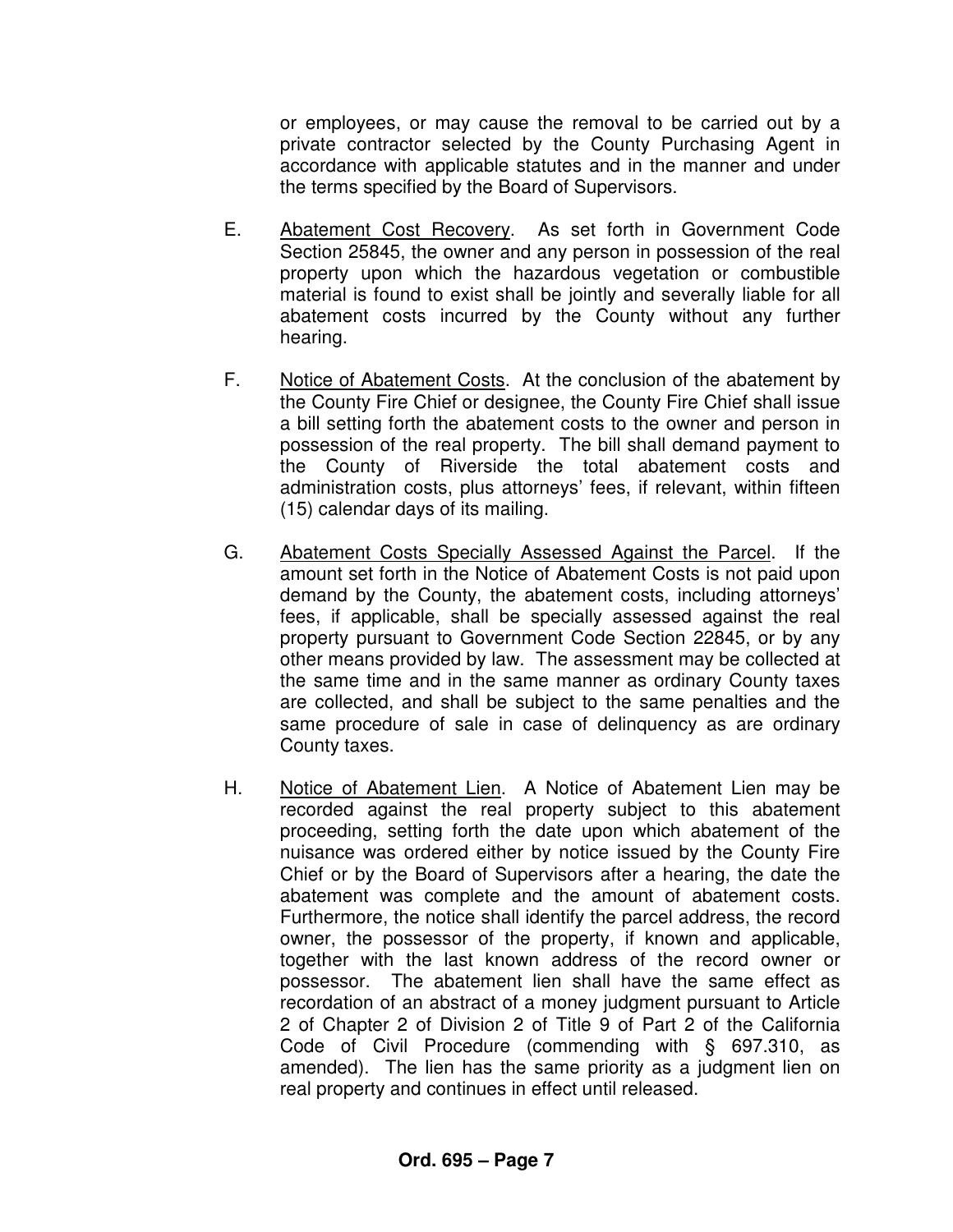or employees, or may cause the removal to be carried out by a private contractor selected by the County Purchasing Agent in accordance with applicable statutes and in the manner and under the terms specified by the Board of Supervisors.

E. Abatement Cost Recovery. As set forth in Government Code Section 25845, the owner and any person in possession of the real property upon which the hazardous vegetation or combustible material is found to exist shall be jointly and severally liable for all abatement costs incurred by the County without any further hearing.

F. Notice of Abatement Costs. At the conclusion of the abatement by the County Fire Chief or designee, the County Fire Chief shall issue a bill setting forth the abatement costs to the owner and person in possession of the real property. The bill shall demand payment to the County of Riverside the total abatement costs and administration costs, plus attorneys' fees, if relevant, within fifteen (15) calendar days of its mailing.

G. Abatement Costs Specially Assessed Against the Parcel. If the amount set forth in the Notice of Abatement Costs is not paid upon demand by the County, the abatement costs, including attorneys' fees, if applicable, shall be specially assessed against the real property pursuant to Government Code Section 22845, or by any other means provided by law. The assessment may be collected at the same time and in the same manner as ordinary County taxes are collected, and shall be subject to the same penalties and the same procedure of sale in case of delinquency as are ordinary County taxes.

H. Notice of Abatement Lien. A Notice of Abatement Lien may be recorded against the real property subject to this abatement proceeding, setting forth the date upon which abatement of the nuisance was ordered either by notice issued by the County Fire Chief or by the Board of Supervisors after a hearing, the date the abatement was complete and the amount of abatement costs. Furthermore, the notice shall identify the parcel address, the record owner, the possessor of the property, if known and applicable, together with the last known address of the record owner or possessor. The abatement lien shall have the same effect as recordation of an abstract of a money judgment pursuant to Article 2 of Chapter 2 of Division 2 of Title 9 of Part 2 of the California Code of Civil Procedure (commending with § 697.310, as amended). The lien has the same priority as a judgment lien on real property and continues in effect until released.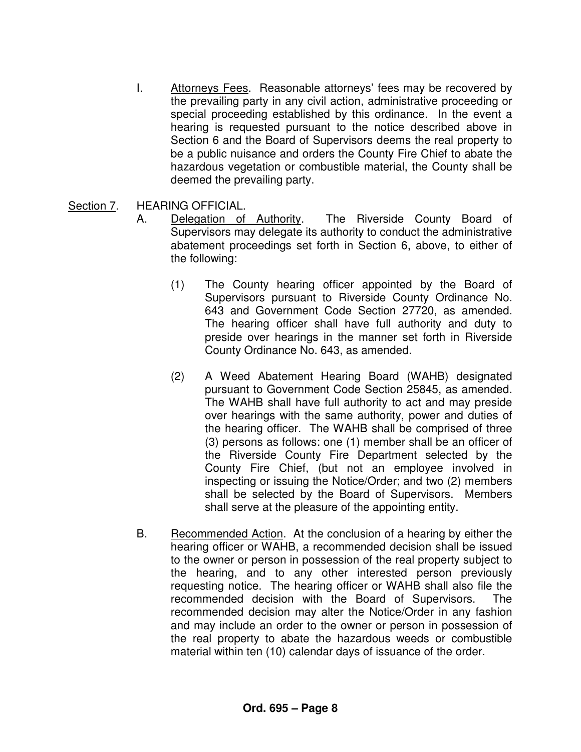I. <u>Attorneys Fees</u>. Reasonable attorneys' fees may be recovered by the prevailing party in any civil action, administrative proceeding or special proceeding established by this ordinance. In the event a hearing is requested pursuant to the notice described above in Section 6 and the Board of Supervisors deems the real property to be a public nuisance and orders the County Fire Chief to abate the hazardous vegetation or combustible material, the County shall be deemed the prevailing party.

<u>Section 7</u>. HEARING OFFICIAL.

A. <u>Delegation of Authority</u>. The Riverside County Board of Supervisors may delegate its authority to conduct the administrative abatement proceedings set forth in Section 6, above, to either of the following:

(1) The County hearing officer appointed by the Board of Supervisors pursuant to Riverside County Ordinance No. 643 and Government Code Section 27720, as amended. The hearing officer shall have full authority and duty to preside over hearings in the manner set forth in Riverside County Ordinance No. 643, as amended.

(2) A Weed Abatement Hearing Board (WAHB) designated pursuant to Government Code Section 25845, as amended. The WAHB shall have full authority to act and may preside over hearings with the same authority, power and duties of the hearing officer. The WAHB shall be comprised of three (3) persons as follows: one (1) member shall be an officer of the Riverside County Fire Department selected by the County Fire Chief, (but not an employee involved in inspecting or issuing the Notice/Order; and two (2) members shall be selected by the Board of Supervisors. Members shall serve at the pleasure of the appointing entity.

B. <u>Recommended Action</u>. At the conclusion of a hearing by either the hearing officer or WAHB, a recommended decision shall be issued to the owner or person in possession of the real property subject to the hearing, and to any other interested person previously requesting notice. The hearing officer or WAHB shall also file the recommended decision with the Board of Supervisors. The recommended decision may alter the Notice/Order in any fashion and may include an order to the owner or person in possession of the real property to abate the hazardous weeds or combustible material within ten (10) calendar days of issuance of the order.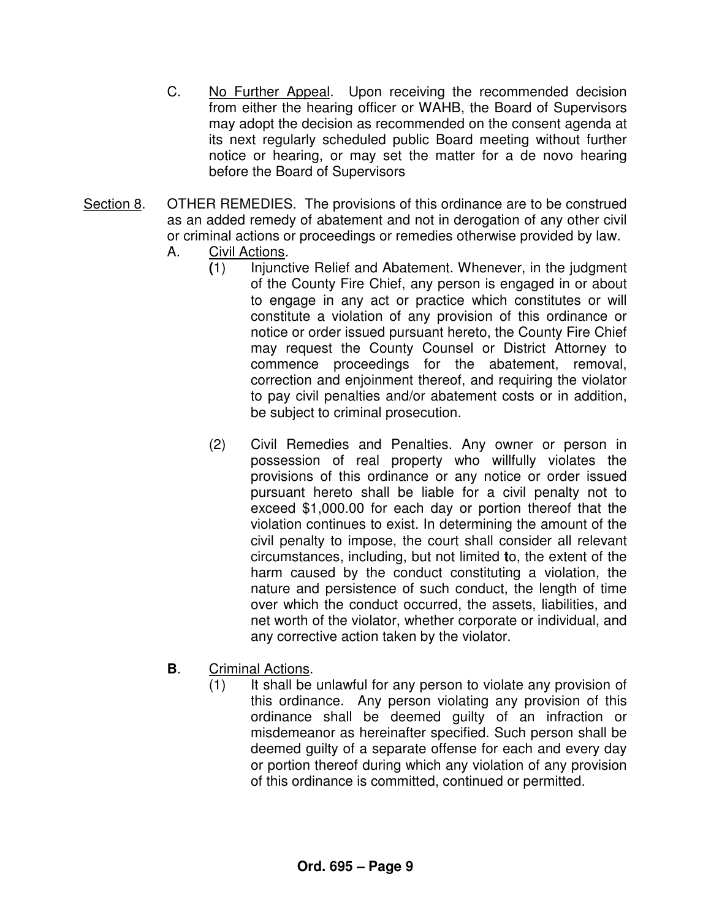C. <u>No Further Appeal</u>. Upon receiving the recommended decision from either the hearing officer or WAHB, the Board of Supervisors may adopt the decision as recommended on the consent agenda at its next regularly scheduled public Board meeting without further notice or hearing, or may set the matter for a de novo hearing before the Board of Supervisors

<u>Section 8</u>. OTHER REMEDIES. The provisions of this ordinance are to be construed as an added remedy of abatement and not in derogation of any other civil or criminal actions or proceedings or remedies otherwise provided by law.

A. <u>Civil Actions</u>.

(1) Injunctive Relief and Abatement. Whenever, in the judgment of the County Fire Chief, any person is engaged in or about to engage in any act or practice which constitutes or will constitute a violation of any provision of this ordinance or notice or order issued pursuant hereto, the County Fire Chief may request the County Counsel or District Attorney to commence proceedings for the abatement, removal, correction and enjoinment thereof, and requiring the violator to pay civil penalties and/or abatement costs or in addition, be subject to criminal prosecution.

(2) Civil Remedies and Penalties. Any owner or person in possession of real property who willfully violates the provisions of this ordinance or any notice or order issued pursuant hereto shall be liable for a civil penalty not to exceed $1,000.00 for each day or portion thereof that the violation continues to exist. In determining the amount of the civil penalty to impose, the court shall consider all relevant circumstances, including, but not limited to, the extent of the harm caused by the conduct constituting a violation, the nature and persistence of such conduct, the length of time over which the conduct occurred, the assets, liabilities, and net worth of the violator, whether corporate or individual, and any corrective action taken by the violator.

**B**. <u>Criminal Actions</u>.

(1) It shall be unlawful for any person to violate any provision of this ordinance. Any person violating any provision of this ordinance shall be deemed guilty of an infraction or misdemeanor as hereinafter specified. Such person shall be deemed guilty of a separate offense for each and every day or portion thereof during which any violation of any provision of this ordinance is committed, continued or permitted.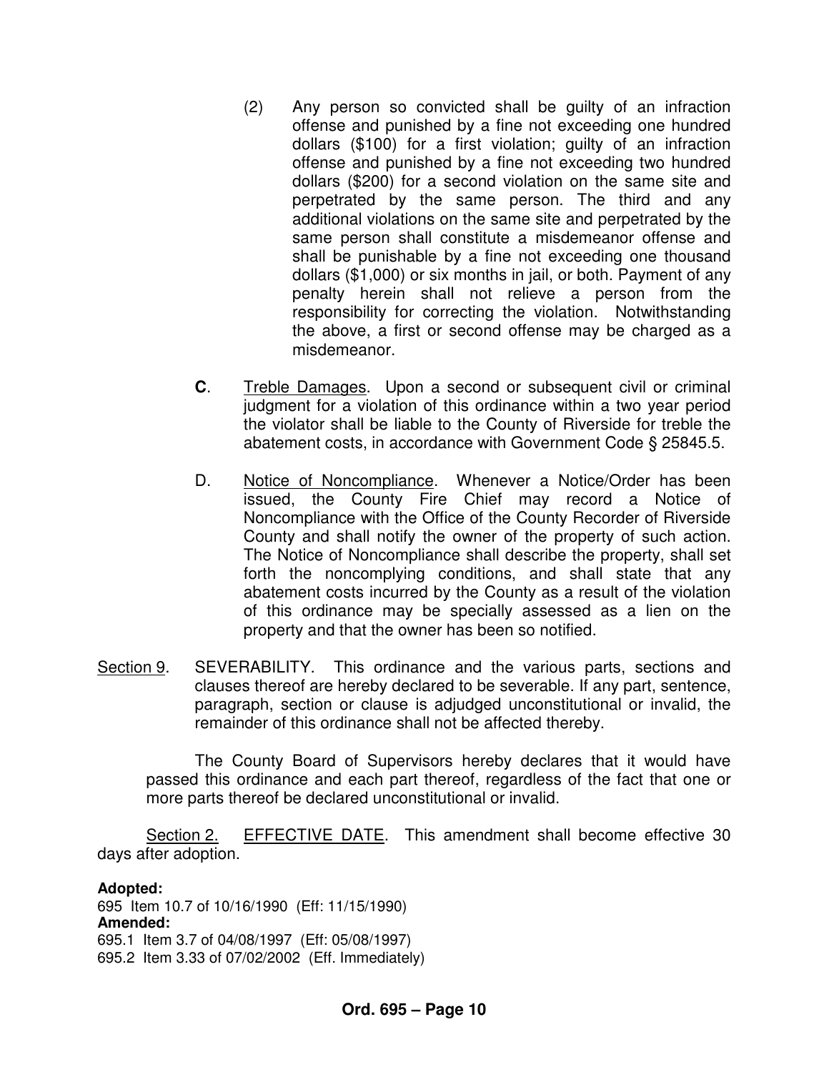(2) Any person so convicted shall be guilty of an infraction offense and punished by a fine not exceeding one hundred dollars ($100) for a first violation; guilty of an infraction offense and punished by a fine not exceeding two hundred dollars ($200) for a second violation on the same site and perpetrated by the same person. The third and any additional violations on the same site and perpetrated by the same person shall constitute a misdemeanor offense and shall be punishable by a fine not exceeding one thousand dollars ($1,000) or six months in jail, or both. Payment of any penalty herein shall not relieve a person from the responsibility for correcting the violation. Notwithstanding the above, a first or second offense may be charged as a misdemeanor.

**C**. <u>Treble Damages</u>. Upon a second or subsequent civil or criminal judgment for a violation of this ordinance within a two year period the violator shall be liable to the County of Riverside for treble the abatement costs, in accordance with Government Code § 25845.5.

D. <u>Notice of Noncompliance</u>. Whenever a Notice/Order has been issued, the County Fire Chief may record a Notice of Noncompliance with the Office of the County Recorder of Riverside County and shall notify the owner of the property of such action. The Notice of Noncompliance shall describe the property, shall set forth the noncomplying conditions, and shall state that any abatement costs incurred by the County as a result of the violation of this ordinance may be specially assessed as a lien on the property and that the owner has been so notified.

<u>Section 9</u>. SEVERABILITY. This ordinance and the various parts, sections and clauses thereof are hereby declared to be severable. If any part, sentence, paragraph, section or clause is adjudged unconstitutional or invalid, the remainder of this ordinance shall not be affected thereby.

The County Board of Supervisors hereby declares that it would have passed this ordinance and each part thereof, regardless of the fact that one or more parts thereof be declared unconstitutional or invalid.

<u>Section 2.</u> <u>EFFECTIVE DATE</u>. This amendment shall become effective 30 days after adoption.

**Adopted:**
695 Item 10.7 of 10/16/1990 (Eff: 11/15/1990)
**Amended:**
695.1 Item 3.7 of 04/08/1997 (Eff: 05/08/1997)
695.2 Item 3.33 of 07/02/2002 (Eff. Immediately)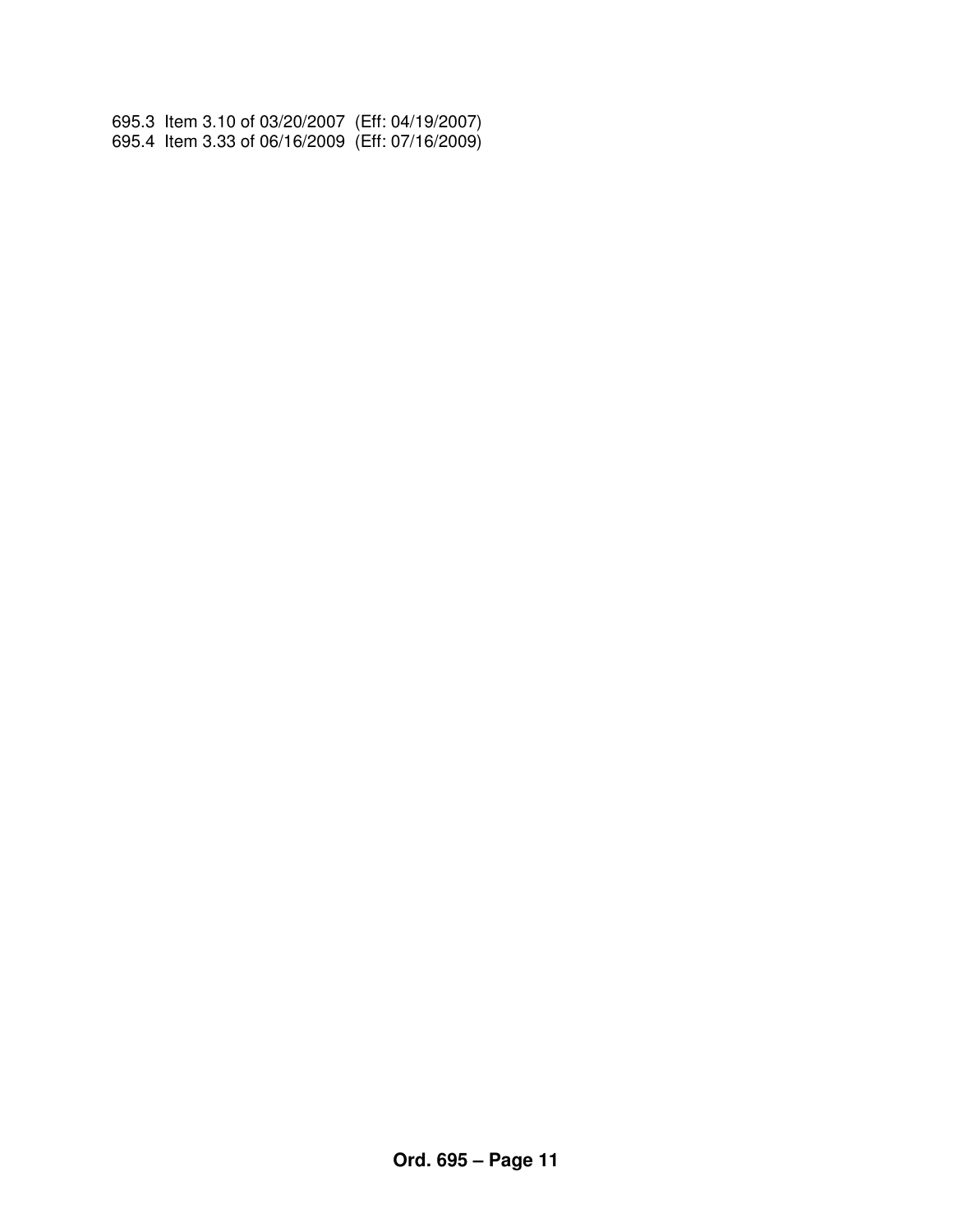695.3 Item 3.10 of 03/20/2007 (Eff: 04/19/2007)
695.4 Item 3.33 of 06/16/2009 (Eff: 07/16/2009)